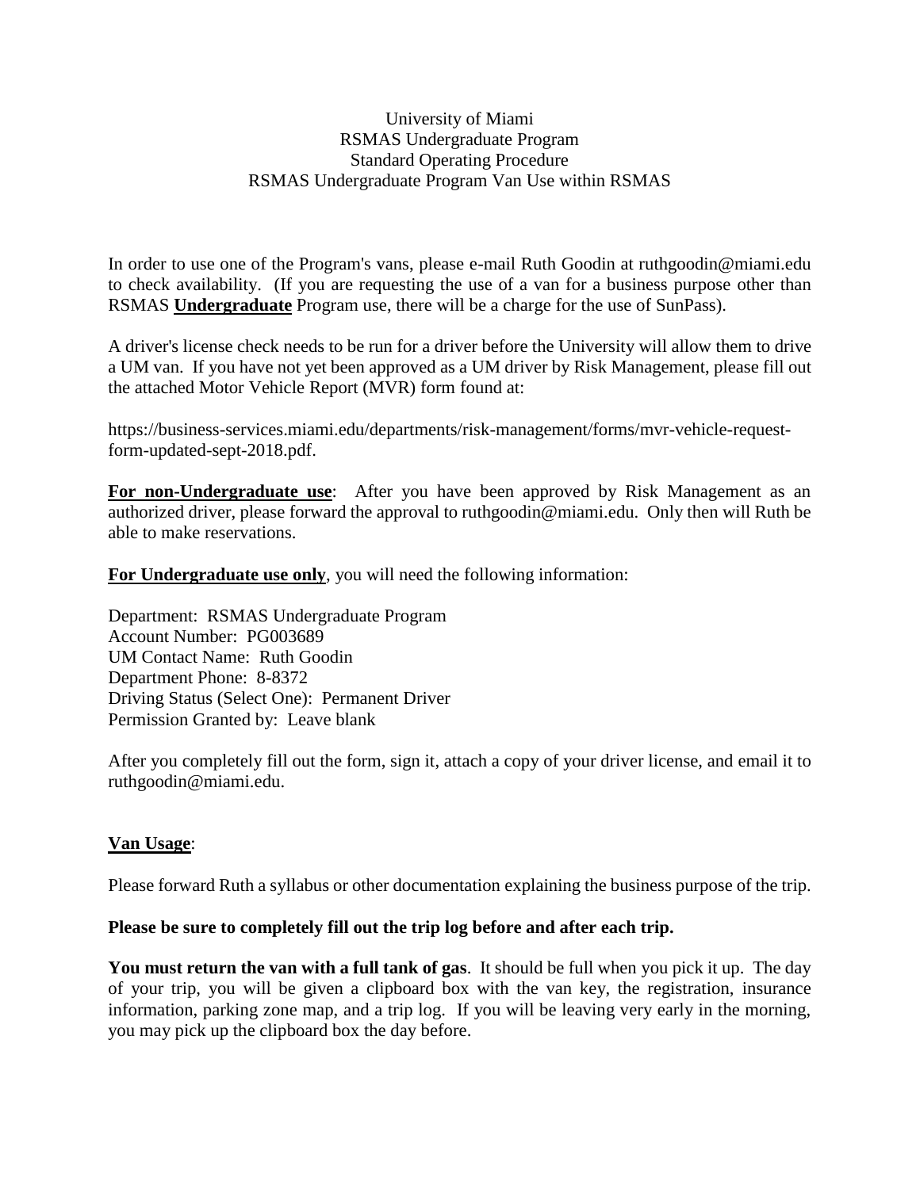University of Miami
RSMAS Undergraduate Program
Standard Operating Procedure
RSMAS Undergraduate Program Van Use within RSMAS

In order to use one of the Program's vans, please e-mail Ruth Goodin at ruthgoodin@miami.edu to check availability. (If you are requesting the use of a van for a business purpose other than RSMAS **Undergraduate** Program use, there will be a charge for the use of SunPass).

A driver's license check needs to be run for a driver before the University will allow them to drive a UM van. If you have not yet been approved as a UM driver by Risk Management, please fill out the attached Motor Vehicle Report (MVR) form found at:

https://business-services.miami.edu/departments/risk-management/forms/mvr-vehicle-request-form-updated-sept-2018.pdf.

**For non-Undergraduate use**: After you have been approved by Risk Management as an authorized driver, please forward the approval to ruthgoodin@miami.edu. Only then will Ruth be able to make reservations.

**For Undergraduate use only**, you will need the following information:

Department: RSMAS Undergraduate Program
Account Number: PG003689
UM Contact Name: Ruth Goodin
Department Phone: 8-8372
Driving Status (Select One): Permanent Driver
Permission Granted by: Leave blank

After you completely fill out the form, sign it, attach a copy of your driver license, and email it to ruthgoodin@miami.edu.

**Van Usage**:

Please forward Ruth a syllabus or other documentation explaining the business purpose of the trip.

**Please be sure to completely fill out the trip log before and after each trip.**

**You must return the van with a full tank of gas**. It should be full when you pick it up. The day of your trip, you will be given a clipboard box with the van key, the registration, insurance information, parking zone map, and a trip log. If you will be leaving very early in the morning, you may pick up the clipboard box the day before.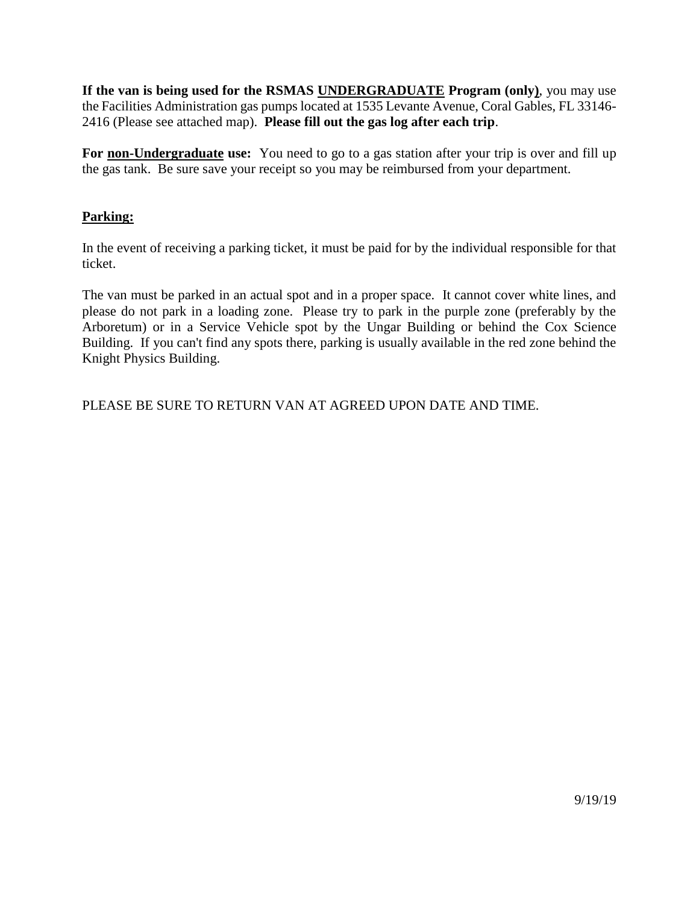**If the van is being used for the RSMAS UNDERGRADUATE Program (only)**, you may use the Facilities Administration gas pumps located at 1535 Levante Avenue, Coral Gables, FL 33146-2416 (Please see attached map). **Please fill out the gas log after each trip**.

**For non-Undergraduate use:** You need to go to a gas station after your trip is over and fill up the gas tank. Be sure save your receipt so you may be reimbursed from your department.

## Parking:

In the event of receiving a parking ticket, it must be paid for by the individual responsible for that ticket.

The van must be parked in an actual spot and in a proper space. It cannot cover white lines, and please do not park in a loading zone. Please try to park in the purple zone (preferably by the Arboretum) or in a Service Vehicle spot by the Ungar Building or behind the Cox Science Building. If you can't find any spots there, parking is usually available in the red zone behind the Knight Physics Building.

PLEASE BE SURE TO RETURN VAN AT AGREED UPON DATE AND TIME.

9/19/19